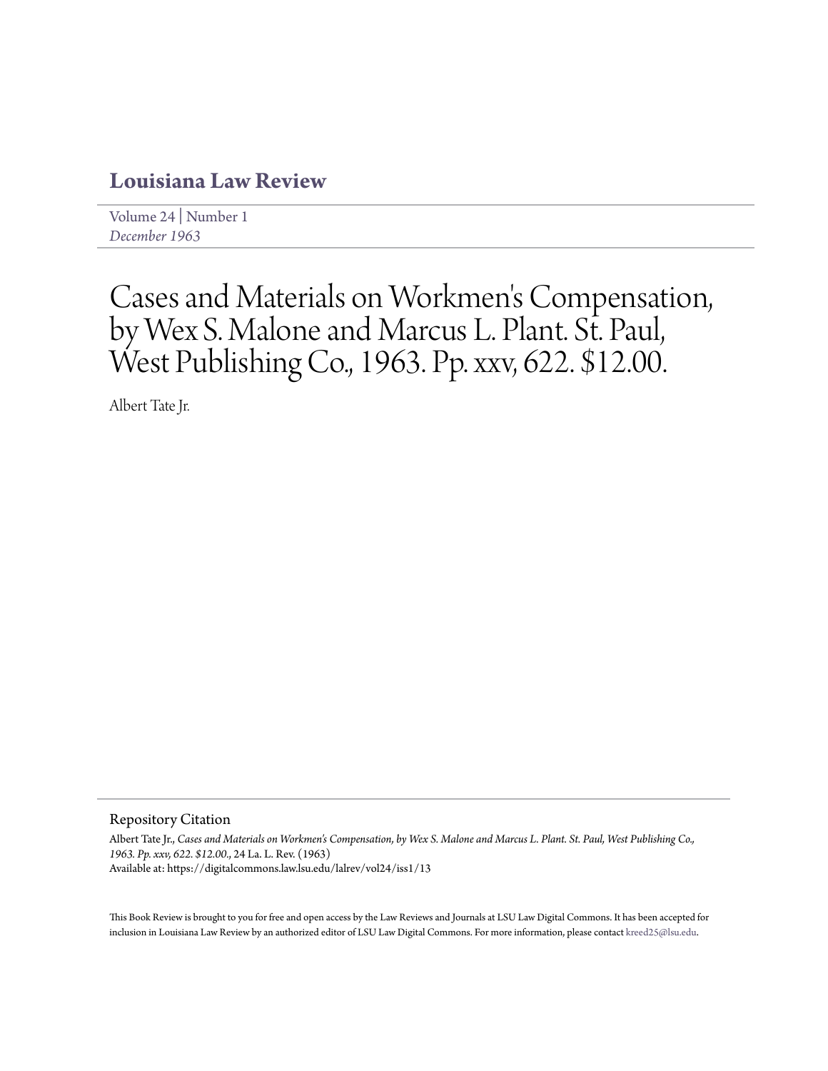# Louisiana Law Review

Volume 24 | Number 1
*December 1963*

# Cases and Materials on Workmen's Compensation, by Wex S. Malone and Marcus L. Plant. St. Paul, West Publishing Co., 1963. Pp. xxv, 622. $12.00.

Albert Tate Jr.

## Repository Citation

Albert Tate Jr., *Cases and Materials on Workmen's Compensation, by Wex S. Malone and Marcus L. Plant. St. Paul, West Publishing Co., 1963. Pp. xxv, 622. $12.00.*, 24 La. L. Rev. (1963)
Available at: https://digitalcommons.law.lsu.edu/lalrev/vol24/iss1/13

This Book Review is brought to you for free and open access by the Law Reviews and Journals at LSU Law Digital Commons. It has been accepted for inclusion in Louisiana Law Review by an authorized editor of LSU Law Digital Commons. For more information, please contact kreed25@lsu.edu.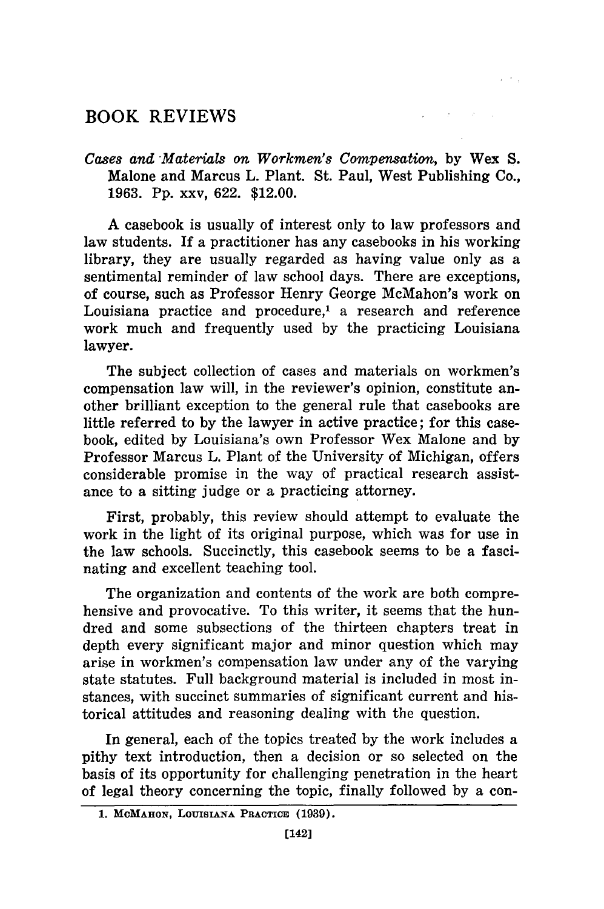# BOOK REVIEWS

*Cases and Materials on Workmen's Compensation*, by Wex S. Malone and Marcus L. Plant. St. Paul, West Publishing Co., 1963. Pp. xxv, 622. $12.00.

A casebook is usually of interest only to law professors and law students. If a practitioner has any casebooks in his working library, they are usually regarded as having value only as a sentimental reminder of law school days. There are exceptions, of course, such as Professor Henry George McMahon's work on Louisiana practice and procedure,[1] a research and reference work much and frequently used by the practicing Louisiana lawyer.

The subject collection of cases and materials on workmen's compensation law will, in the reviewer's opinion, constitute another brilliant exception to the general rule that casebooks are little referred to by the lawyer in active practice; for this casebook, edited by Louisiana's own Professor Wex Malone and by Professor Marcus L. Plant of the University of Michigan, offers considerable promise in the way of practical research assistance to a sitting judge or a practicing attorney.

First, probably, this review should attempt to evaluate the work in the light of its original purpose, which was for use in the law schools. Succinctly, this casebook seems to be a fascinating and excellent teaching tool.

The organization and contents of the work are both comprehensive and provocative. To this writer, it seems that the hundred and some subsections of the thirteen chapters treat in depth every significant major and minor question which may arise in workmen's compensation law under any of the varying state statutes. Full background material is included in most instances, with succinct summaries of significant current and historical attitudes and reasoning dealing with the question.

In general, each of the topics treated by the work includes a pithy text introduction, then a decision or so selected on the basis of its opportunity for challenging penetration in the heart of legal theory concerning the topic, finally followed by a con-

1. McMahon, Louisiana Practice (1939).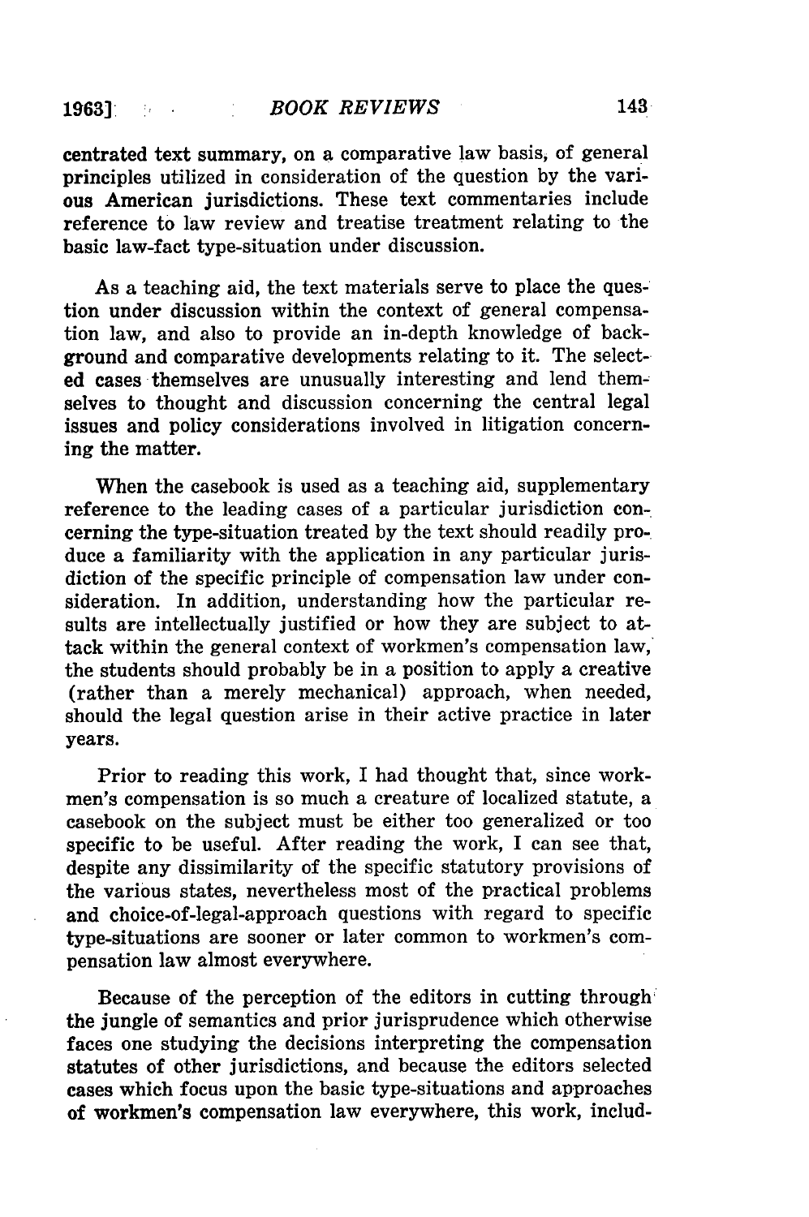centrated text summary, on a comparative law basis, of general principles utilized in consideration of the question by the various American jurisdictions. These text commentaries include reference to law review and treatise treatment relating to the basic law-fact type-situation under discussion.

As a teaching aid, the text materials serve to place the question under discussion within the context of general compensation law, and also to provide an in-depth knowledge of background and comparative developments relating to it. The selected cases themselves are unusually interesting and lend themselves to thought and discussion concerning the central legal issues and policy considerations involved in litigation concerning the matter.

When the casebook is used as a teaching aid, supplementary reference to the leading cases of a particular jurisdiction concerning the type-situation treated by the text should readily produce a familiarity with the application in any particular jurisdiction of the specific principle of compensation law under consideration. In addition, understanding how the particular results are intellectually justified or how they are subject to attack within the general context of workmen's compensation law, the students should probably be in a position to apply a creative (rather than a merely mechanical) approach, when needed, should the legal question arise in their active practice in later years.

Prior to reading this work, I had thought that, since workmen's compensation is so much a creature of localized statute, a casebook on the subject must be either too generalized or too specific to be useful. After reading the work, I can see that, despite any dissimilarity of the specific statutory provisions of the various states, nevertheless most of the practical problems and choice-of-legal-approach questions with regard to specific type-situations are sooner or later common to workmen's compensation law almost everywhere.

Because of the perception of the editors in cutting through the jungle of semantics and prior jurisprudence which otherwise faces one studying the decisions interpreting the compensation statutes of other jurisdictions, and because the editors selected cases which focus upon the basic type-situations and approaches of workmen's compensation law everywhere, this work, includ-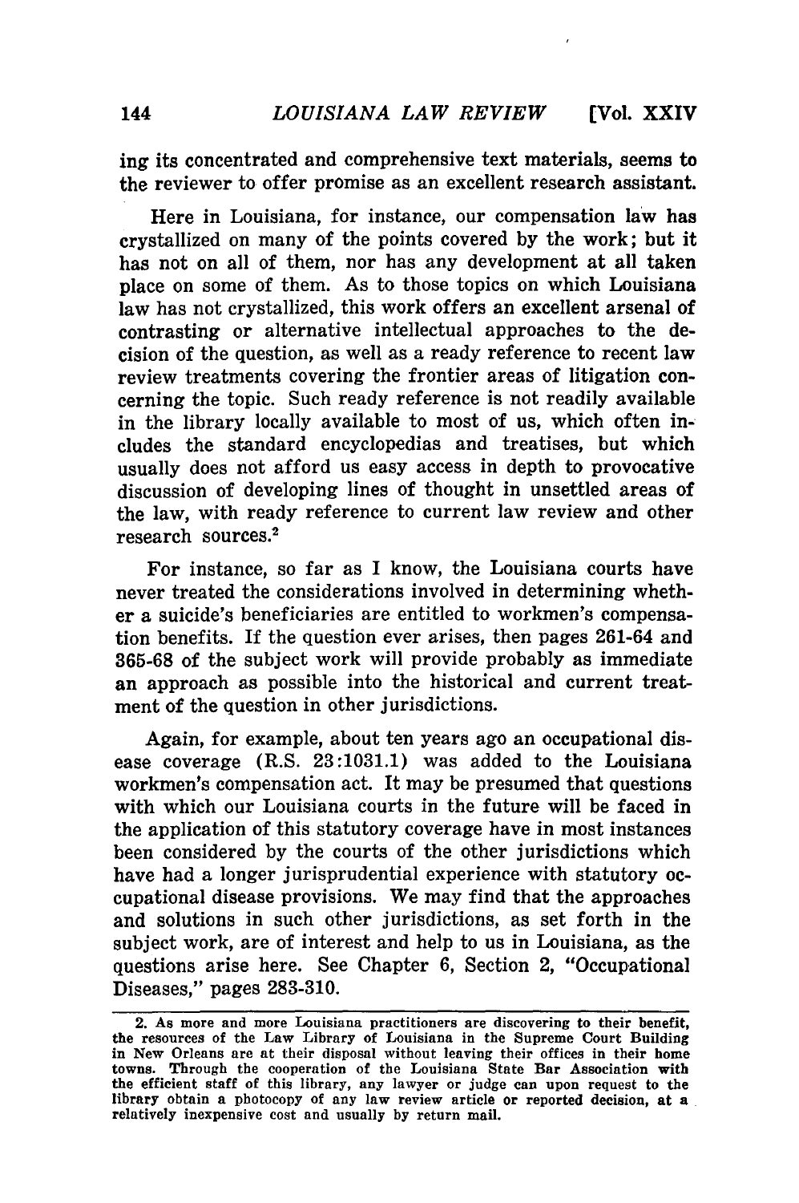ing its concentrated and comprehensive text materials, seems to the reviewer to offer promise as an excellent research assistant.

Here in Louisiana, for instance, our compensation law has crystallized on many of the points covered by the work; but it has not on all of them, nor has any development at all taken place on some of them. As to those topics on which Louisiana law has not crystallized, this work offers an excellent arsenal of contrasting or alternative intellectual approaches to the decision of the question, as well as a ready reference to recent law review treatments covering the frontier areas of litigation concerning the topic. Such ready reference is not readily available in the library locally available to most of us, which often includes the standard encyclopedias and treatises, but which usually does not afford us easy access in depth to provocative discussion of developing lines of thought in unsettled areas of the law, with ready reference to current law review and other research sources.[2]

For instance, so far as I know, the Louisiana courts have never treated the considerations involved in determining whether a suicide's beneficiaries are entitled to workmen's compensation benefits. If the question ever arises, then pages 261-64 and 365-68 of the subject work will provide probably as immediate an approach as possible into the historical and current treatment of the question in other jurisdictions.

Again, for example, about ten years ago an occupational disease coverage (R.S. 23:1031.1) was added to the Louisiana workmen's compensation act. It may be presumed that questions with which our Louisiana courts in the future will be faced in the application of this statutory coverage have in most instances been considered by the courts of the other jurisdictions which have had a longer jurisprudential experience with statutory occupational disease provisions. We may find that the approaches and solutions in such other jurisdictions, as set forth in the subject work, are of interest and help to us in Louisiana, as the questions arise here. See Chapter 6, Section 2, "Occupational Diseases," pages 283-310.

---

2. As more and more Louisiana practitioners are discovering to their benefit, the resources of the Law Library of Louisiana in the Supreme Court Building in New Orleans are at their disposal without leaving their offices in their home towns. Through the cooperation of the Louisiana State Bar Association with the efficient staff of this library, any lawyer or judge can upon request to the library obtain a photocopy of any law review article or reported decision, at a relatively inexpensive cost and usually by return mail.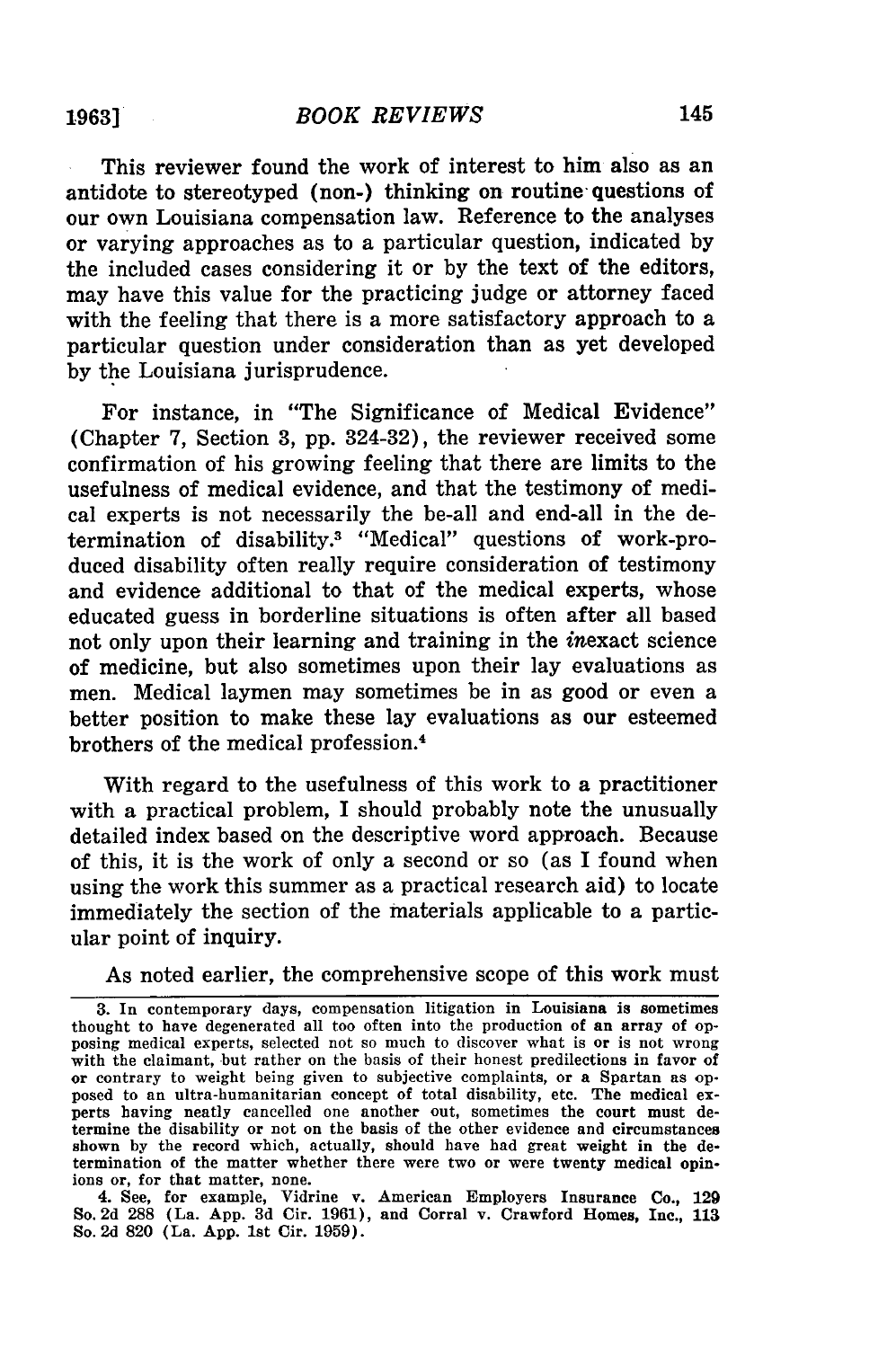This reviewer found the work of interest to him also as an antidote to stereotyped (non-) thinking on routine questions of our own Louisiana compensation law. Reference to the analyses or varying approaches as to a particular question, indicated by the included cases considering it or by the text of the editors, may have this value for the practicing judge or attorney faced with the feeling that there is a more satisfactory approach to a particular question under consideration than as yet developed by the Louisiana jurisprudence.

For instance, in "The Significance of Medical Evidence" (Chapter 7, Section 3, pp. 324-32), the reviewer received some confirmation of his growing feeling that there are limits to the usefulness of medical evidence, and that the testimony of medical experts is not necessarily the be-all and end-all in the determination of disability.[3] "Medical" questions of work-produced disability often really require consideration of testimony and evidence additional to that of the medical experts, whose educated guess in borderline situations is often after all based not only upon their learning and training in the *in*exact science of medicine, but also sometimes upon their lay evaluations as men. Medical laymen may sometimes be in as good or even a better position to make these lay evaluations as our esteemed brothers of the medical profession.[4]

With regard to the usefulness of this work to a practitioner with a practical problem, I should probably note the unusually detailed index based on the descriptive word approach. Because of this, it is the work of only a second or so (as I found when using the work this summer as a practical research aid) to locate immediately the section of the materials applicable to a particular point of inquiry.

As noted earlier, the comprehensive scope of this work must

---

3. In contemporary days, compensation litigation in Louisiana is sometimes thought to have degenerated all too often into the production of an array of opposing medical experts, selected not so much to discover what is or is not wrong with the claimant, but rather on the basis of their honest predilections in favor of or contrary to weight being given to subjective complaints, or a Spartan as opposed to an ultra-humanitarian concept of total disability, etc. The medical experts having neatly cancelled one another out, sometimes the court must determine the disability or not on the basis of the other evidence and circumstances shown by the record which, actually, should have had great weight in the determination of the matter whether there were two or were twenty medical opinions or, for that matter, none.

4. See, for example, Vidrine v. American Employers Insurance Co., 129 So. 2d 288 (La. App. 3d Cir. 1961), and Corral v. Crawford Homes, Inc., 113 So. 2d 820 (La. App. 1st Cir. 1959).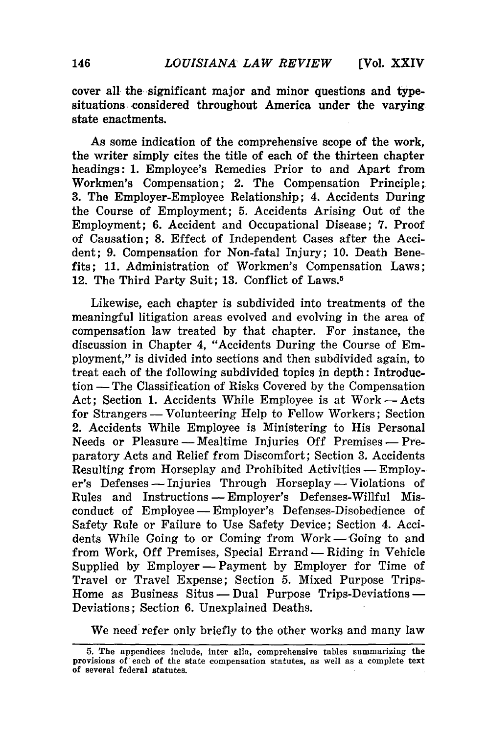cover all the significant major and minor questions and type-situations considered throughout America under the varying state enactments.

As some indication of the comprehensive scope of the work, the writer simply cites the title of each of the thirteen chapter headings: 1. Employee's Remedies Prior to and Apart from Workmen's Compensation; 2. The Compensation Principle; 3. The Employer-Employee Relationship; 4. Accidents During the Course of Employment; 5. Accidents Arising Out of the Employment; 6. Accident and Occupational Disease; 7. Proof of Causation; 8. Effect of Independent Cases after the Accident; 9. Compensation for Non-fatal Injury; 10. Death Benefits; 11. Administration of Workmen's Compensation Laws; 12. The Third Party Suit; 13. Conflict of Laws.[5]

Likewise, each chapter is subdivided into treatments of the meaningful litigation areas evolved and evolving in the area of compensation law treated by that chapter. For instance, the discussion in Chapter 4, "Accidents During the Course of Employment," is divided into sections and then subdivided again, to treat each of the following subdivided topics in depth: Introduction — The Classification of Risks Covered by the Compensation Act; Section 1. Accidents While Employee is at Work — Acts for Strangers — Volunteering Help to Fellow Workers; Section 2. Accidents While Employee is Ministering to His Personal Needs or Pleasure — Mealtime Injuries Off Premises — Preparatory Acts and Relief from Discomfort; Section 3. Accidents Resulting from Horseplay and Prohibited Activities — Employer's Defenses — Injuries Through Horseplay — Violations of Rules and Instructions — Employer's Defenses-Willful Misconduct of Employee — Employer's Defenses-Disobedience of Safety Rule or Failure to Use Safety Device; Section 4. Accidents While Going to or Coming from Work — Going to and from Work, Off Premises, Special Errand — Riding in Vehicle Supplied by Employer — Payment by Employer for Time of Travel or Travel Expense; Section 5. Mixed Purpose Trips-Home as Business Situs — Dual Purpose Trips-Deviations — Deviations; Section 6. Unexplained Deaths.

We need refer only briefly to the other works and many law

5. The appendices include, inter alia, comprehensive tables summarizing the provisions of each of the state compensation statutes, as well as a complete text of several federal statutes.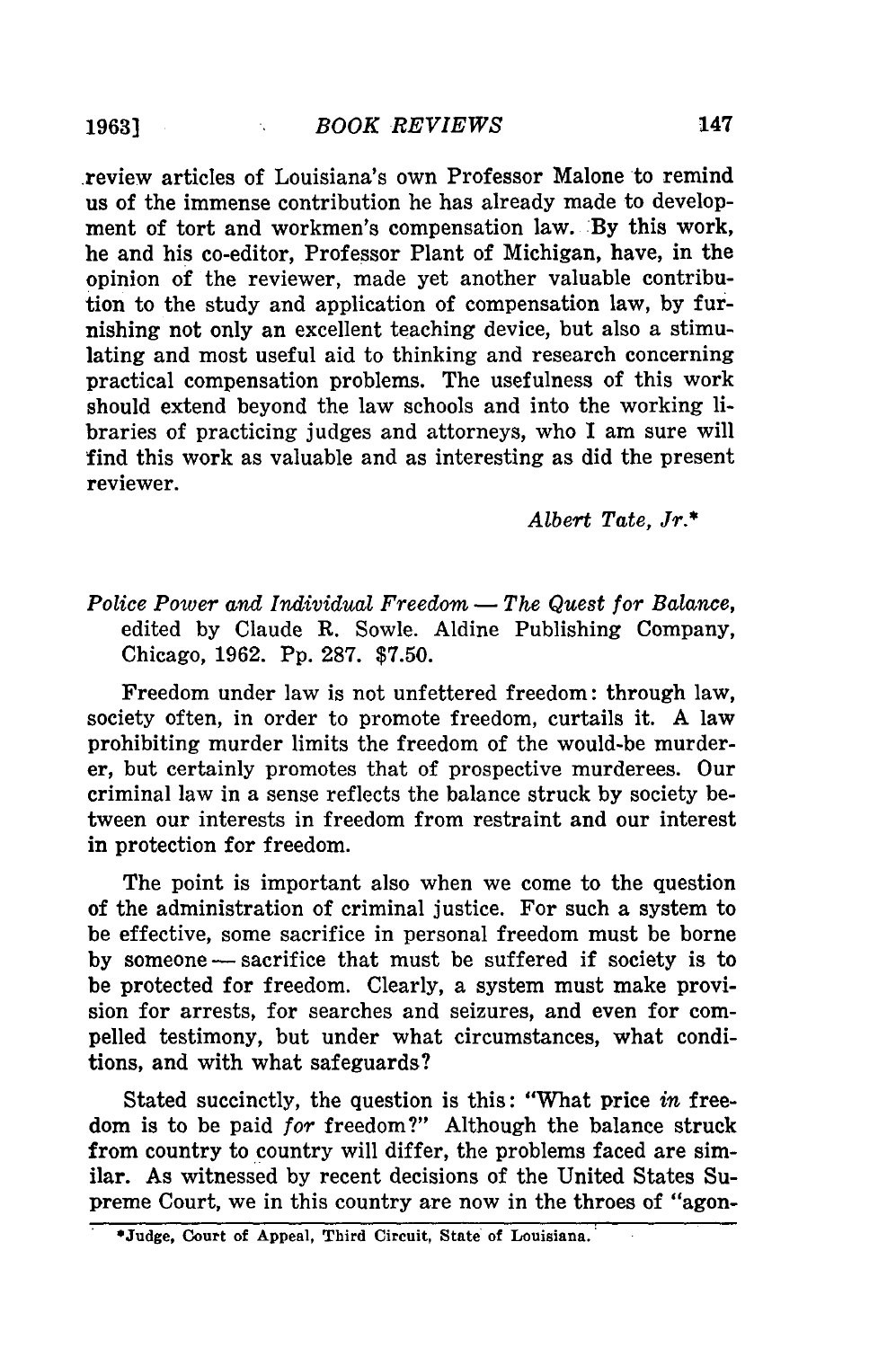review articles of Louisiana's own Professor Malone to remind us of the immense contribution he has already made to development of tort and workmen's compensation law. By this work, he and his co-editor, Professor Plant of Michigan, have, in the opinion of the reviewer, made yet another valuable contribution to the study and application of compensation law, by furnishing not only an excellent teaching device, but also a stimulating and most useful aid to thinking and research concerning practical compensation problems. The usefulness of this work should extend beyond the law schools and into the working libraries of practicing judges and attorneys, who I am sure will find this work as valuable and as interesting as did the present reviewer.

*Albert Tate, Jr.**

*Police Power and Individual Freedom — The Quest for Balance*, edited by Claude R. Sowle. Aldine Publishing Company, Chicago, 1962. Pp. 287. $7.50.

Freedom under law is not unfettered freedom: through law, society often, in order to promote freedom, curtails it. A law prohibiting murder limits the freedom of the would-be murderer, but certainly promotes that of prospective murderees. Our criminal law in a sense reflects the balance struck by society between our interests in freedom from restraint and our interest in protection for freedom.

The point is important also when we come to the question of the administration of criminal justice. For such a system to be effective, some sacrifice in personal freedom must be borne by someone — sacrifice that must be suffered if society is to be protected for freedom. Clearly, a system must make provision for arrests, for searches and seizures, and even for compelled testimony, but under what circumstances, what conditions, and with what safeguards?

Stated succinctly, the question is this: "What price *in* freedom is to be paid *for* freedom?" Although the balance struck from country to country will differ, the problems faced are similar. As witnessed by recent decisions of the United States Supreme Court, we in this country are now in the throes of "agon-

*Judge, Court of Appeal, Third Circuit, State of Louisiana.